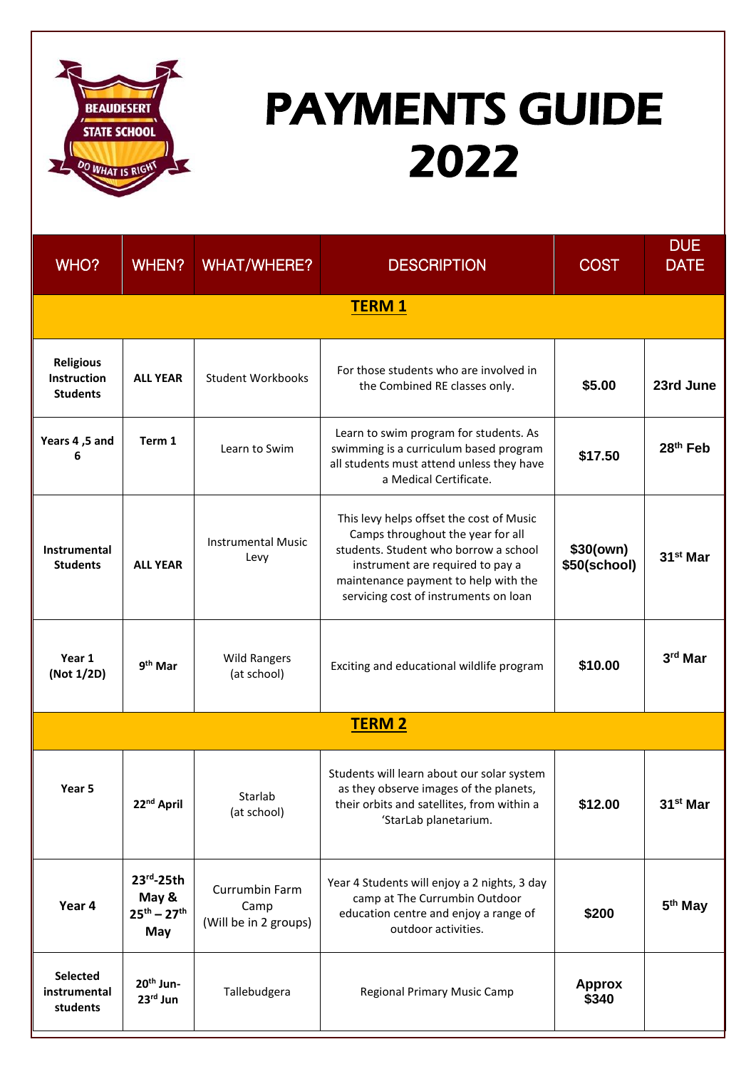# PAYMENTS GUIDE 2022

| WHO? | WHEN? | WHAT/WHERE? | DESCRIPTION | COST | DUE DATE |
|---|---|---|---|---|---|
| **TERM 1** | | | | | |
| **Religious Instruction Students** | **ALL YEAR** | Student Workbooks | For those students who are involved in the Combined RE classes only. | **$5.00** | **23rd June** |
| **Years 4 ,5 and 6** | **Term 1** | Learn to Swim | Learn to swim program for students. As swimming is a curriculum based program all students must attend unless they have a Medical Certificate. | **$17.50** | **28th Feb** |
| **Instrumental Students** | **ALL YEAR** | Instrumental Music Levy | This levy helps offset the cost of Music Camps throughout the year for all students. Student who borrow a school instrument are required to pay a maintenance payment to help with the servicing cost of instruments on loan | **$30(own) $50(school)** | **31st Mar** |
| **Year 1 (Not 1/2D)** | **9th Mar** | Wild Rangers (at school) | Exciting and educational wildlife program | **$10.00** | **3rd Mar** |
| **TERM 2** | | | | | |
| **Year 5** | **22nd April** | Starlab (at school) | Students will learn about our solar system as they observe images of the planets, their orbits and satellites, from within a 'StarLab planetarium. | **$12.00** | **31st Mar** |
| **Year 4** | **23rd-25th May & 25th – 27th May** | Currumbin Farm Camp (Will be in 2 groups) | Year 4 Students will enjoy a 2 nights, 3 day camp at The Currumbin Outdoor education centre and enjoy a range of outdoor activities. | **$200** | **5th May** |
| **Selected instrumental students** | **20th Jun-23rd Jun** | Tallebudgera | Regional Primary Music Camp | **Approx $340** | |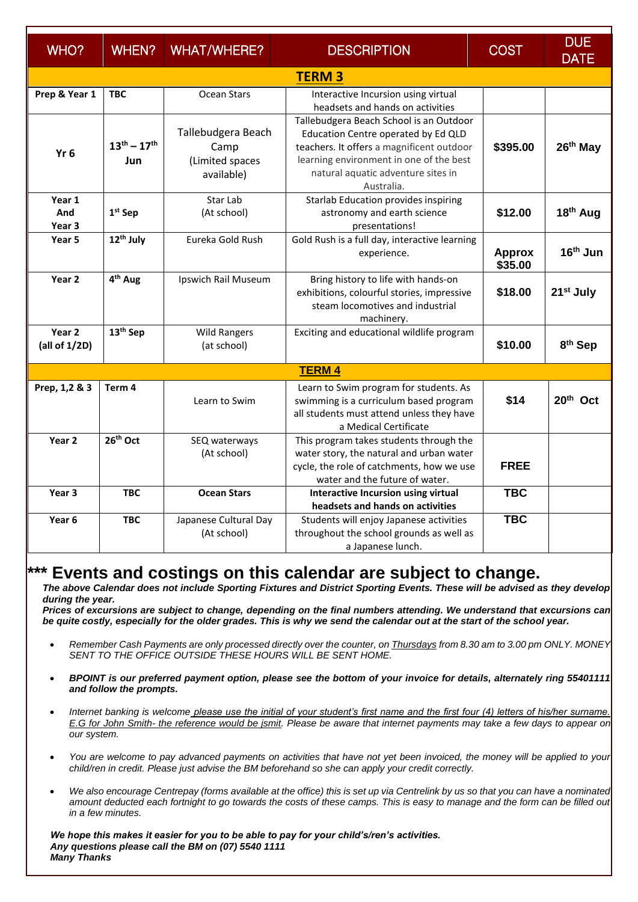| WHO? | WHEN? | WHAT/WHERE? | DESCRIPTION | COST | DUE DATE |
|---|---|---|---|---|---|
| **TERM 3** | | | | | |
| **Prep & Year 1** | **TBC** | Ocean Stars | Interactive Incursion using virtual headsets and hands on activities | | |
| **Yr 6** | **13th – 17th Jun** | Tallebudgera Beach Camp (Limited spaces available) | Tallebudgera Beach School is an Outdoor Education Centre operated by Ed QLD teachers. It offers a magnificent outdoor learning environment in one of the best natural aquatic adventure sites in Australia. | **$395.00** | **26th May** |
| **Year 1 And Year 3** | **1st Sep** | Star Lab (At school) | Starlab Education provides inspiring astronomy and earth science presentations! | **$12.00** | **18th Aug** |
| **Year 5** | **12th July** | Eureka Gold Rush | Gold Rush is a full day, interactive learning experience. | **Approx $35.00** | **16th Jun** |
| **Year 2** | **4th Aug** | Ipswich Rail Museum | Bring history to life with hands-on exhibitions, colourful stories, impressive steam locomotives and industrial machinery. | **$18.00** | **21st July** |
| **Year 2 (all of 1/2D)** | **13th Sep** | Wild Rangers (at school) | Exciting and educational wildlife program | **$10.00** | **8th Sep** |
| **TERM 4** | | | | | |
| **Prep, 1,2 & 3** | **Term 4** | Learn to Swim | Learn to Swim program for students. As swimming is a curriculum based program all students must attend unless they have a Medical Certificate | **$14** | **20th Oct** |
| **Year 2** | **26th Oct** | SEQ waterways (At school) | This program takes students through the water story, the natural and urban water cycle, the role of catchments, how we use water and the future of water. | **FREE** | |
| **Year 3** | **TBC** | **Ocean Stars** | **Interactive Incursion using virtual headsets and hands on activities** | **TBC** | |
| **Year 6** | **TBC** | Japanese Cultural Day (At school) | Students will enjoy Japanese activities throughout the school grounds as well as a Japanese lunch. | **TBC** | |

## *** Events and costings on this calendar are subject to change.

***The above Calendar does not include Sporting Fixtures and District Sporting Events. These will be advised as they develop during the year.***
***Prices of excursions are subject to change, depending on the final numbers attending. We understand that excursions can be quite costly, especially for the older grades. This is why we send the calendar out at the start of the school year.***

- *Remember Cash Payments are only processed directly over the counter, on Thursdays from 8.30 am to 3.00 pm ONLY. MONEY SENT TO THE OFFICE OUTSIDE THESE HOURS WILL BE SENT HOME.*
- ***BPOINT is our preferred payment option, please see the bottom of your invoice for details, alternately ring 55401111 and follow the prompts.***
- *Internet banking is welcome please use the initial of your student's first name and the first four (4) letters of his/her surname. E.G for John Smith- the reference would be jsmit. Please be aware that internet payments may take a few days to appear on our system.*
- *You are welcome to pay advanced payments on activities that have not yet been invoiced, the money will be applied to your child/ren in credit. Please just advise the BM beforehand so she can apply your credit correctly.*
- *We also encourage Centrepay (forms available at the office) this is set up via Centrelink by us so that you can have a nominated amount deducted each fortnight to go towards the costs of these camps. This is easy to manage and the form can be filled out in a few minutes.*

***We hope this makes it easier for you to be able to pay for your child's/ren's activities.***
***Any questions please call the BM on (07) 5540 1111***
***Many Thanks***